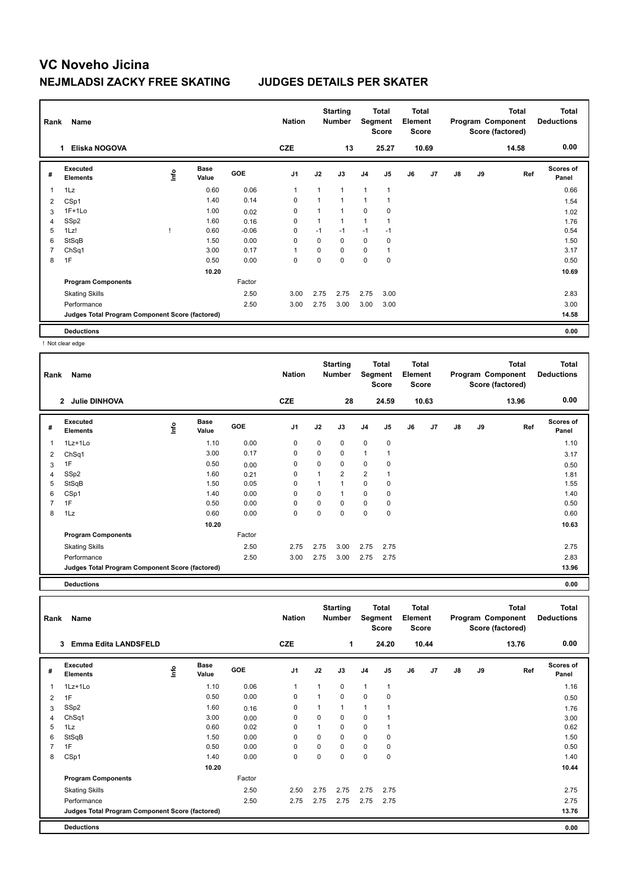# VC Noveho Jicina

## NEJMLADSI ZACKY FREE SKATING JUDGES DETAILS PER SKATER

| Rank | Name | Nation | Starting Number | Total Segment Score | Total Element Score | Total Program Component Score (factored) | Total Deductions |
|---|---|---|---|---|---|---|---|
| 1 | Eliska NOGOVA | CZE | 13 | 25.27 | 10.69 | 14.58 | 0.00 |

| # | Executed Elements | Info | Base Value | GOE | J1 | J2 | J3 | J4 | J5 | J6 | J7 | J8 | J9 | Ref | Scores of Panel |
|---|---|---|---|---|---|---|---|---|---|---|---|---|---|---|---|
| 1 | 1Lz | | 0.60 | 0.06 | 1 | 1 | 1 | 1 | 1 | | | | | | 0.66 |
| 2 | CSp1 | | 1.40 | 0.14 | 0 | 1 | 1 | 1 | 1 | | | | | | 1.54 |
| 3 | 1F+1Lo | | 1.00 | 0.02 | 0 | 1 | 1 | 0 | 0 | | | | | | 1.02 |
| 4 | SSp2 | | 1.60 | 0.16 | 0 | 1 | 1 | 1 | 1 | | | | | | 1.76 |
| 5 | 1Lz! | ! | 0.60 | -0.06 | 0 | -1 | -1 | -1 | -1 | | | | | | 0.54 |
| 6 | StSqB | | 1.50 | 0.00 | 0 | 0 | 0 | 0 | 0 | | | | | | 1.50 |
| 7 | ChSq1 | | 3.00 | 0.17 | 1 | 0 | 0 | 0 | 1 | | | | | | 3.17 |
| 8 | 1F | | 0.50 | 0.00 | 0 | 0 | 0 | 0 | 0 | | | | | | 0.50 |
| | | | 10.20 | | | | | | | | | | | | 10.69 |
| | **Program Components** | | | Factor | | | | | | | | | | | |
| | Skating Skills | | | 2.50 | 3.00 | 2.75 | 2.75 | 2.75 | 3.00 | | | | | | 2.83 |
| | Performance | | | 2.50 | 3.00 | 2.75 | 3.00 | 3.00 | 3.00 | | | | | | 3.00 |
| | **Judges Total Program Component Score (factored)** | | | | | | | | | | | | | | 14.58 |
| | **Deductions** | | | | | | | | | | | | | | 0.00 |

! Not clear edge

| Rank | Name | Nation | Starting Number | Total Segment Score | Total Element Score | Total Program Component Score (factored) | Total Deductions |
|---|---|---|---|---|---|---|---|
| 2 | Julie DINHOVA | CZE | 28 | 24.59 | 10.63 | 13.96 | 0.00 |

| # | Executed Elements | Info | Base Value | GOE | J1 | J2 | J3 | J4 | J5 | J6 | J7 | J8 | J9 | Ref | Scores of Panel |
|---|---|---|---|---|---|---|---|---|---|---|---|---|---|---|---|
| 1 | 1Lz+1Lo | | 1.10 | 0.00 | 0 | 0 | 0 | 0 | 0 | | | | | | 1.10 |
| 2 | ChSq1 | | 3.00 | 0.17 | 0 | 0 | 0 | 1 | 1 | | | | | | 3.17 |
| 3 | 1F | | 0.50 | 0.00 | 0 | 0 | 0 | 0 | 0 | | | | | | 0.50 |
| 4 | SSp2 | | 1.60 | 0.21 | 0 | 1 | 2 | 2 | 1 | | | | | | 1.81 |
| 5 | StSqB | | 1.50 | 0.05 | 0 | 1 | 1 | 0 | 0 | | | | | | 1.55 |
| 6 | CSp1 | | 1.40 | 0.00 | 0 | 0 | 1 | 0 | 0 | | | | | | 1.40 |
| 7 | 1F | | 0.50 | 0.00 | 0 | 0 | 0 | 0 | 0 | | | | | | 0.50 |
| 8 | 1Lz | | 0.60 | 0.00 | 0 | 0 | 0 | 0 | 0 | | | | | | 0.60 |
| | | | 10.20 | | | | | | | | | | | | 10.63 |
| | **Program Components** | | | Factor | | | | | | | | | | | |
| | Skating Skills | | | 2.50 | 2.75 | 2.75 | 3.00 | 2.75 | 2.75 | | | | | | 2.75 |
| | Performance | | | 2.50 | 3.00 | 2.75 | 3.00 | 2.75 | 2.75 | | | | | | 2.83 |
| | **Judges Total Program Component Score (factored)** | | | | | | | | | | | | | | 13.96 |
| | **Deductions** | | | | | | | | | | | | | | 0.00 |

| Rank | Name | Nation | Starting Number | Total Segment Score | Total Element Score | Total Program Component Score (factored) | Total Deductions |
|---|---|---|---|---|---|---|---|
| 3 | Emma Edita LANDSFELD | CZE | 1 | 24.20 | 10.44 | 13.76 | 0.00 |

| # | Executed Elements | Info | Base Value | GOE | J1 | J2 | J3 | J4 | J5 | J6 | J7 | J8 | J9 | Ref | Scores of Panel |
|---|---|---|---|---|---|---|---|---|---|---|---|---|---|---|---|
| 1 | 1Lz+1Lo | | 1.10 | 0.06 | 1 | 1 | 0 | 1 | 1 | | | | | | 1.16 |
| 2 | 1F | | 0.50 | 0.00 | 0 | 1 | 0 | 0 | 0 | | | | | | 0.50 |
| 3 | SSp2 | | 1.60 | 0.16 | 0 | 1 | 1 | 1 | 1 | | | | | | 1.76 |
| 4 | ChSq1 | | 3.00 | 0.00 | 0 | 0 | 0 | 0 | 1 | | | | | | 3.00 |
| 5 | 1Lz | | 0.60 | 0.02 | 0 | 1 | 0 | 0 | 1 | | | | | | 0.62 |
| 6 | StSqB | | 1.50 | 0.00 | 0 | 0 | 0 | 0 | 0 | | | | | | 1.50 |
| 7 | 1F | | 0.50 | 0.00 | 0 | 0 | 0 | 0 | 0 | | | | | | 0.50 |
| 8 | CSp1 | | 1.40 | 0.00 | 0 | 0 | 0 | 0 | 0 | | | | | | 1.40 |
| | | | 10.20 | | | | | | | | | | | | 10.44 |
| | **Program Components** | | | Factor | | | | | | | | | | | |
| | Skating Skills | | | 2.50 | 2.50 | 2.75 | 2.75 | 2.75 | 2.75 | | | | | | 2.75 |
| | Performance | | | 2.50 | 2.75 | 2.75 | 2.75 | 2.75 | 2.75 | | | | | | 2.75 |
| | **Judges Total Program Component Score (factored)** | | | | | | | | | | | | | | 13.76 |
| | **Deductions** | | | | | | | | | | | | | | 0.00 |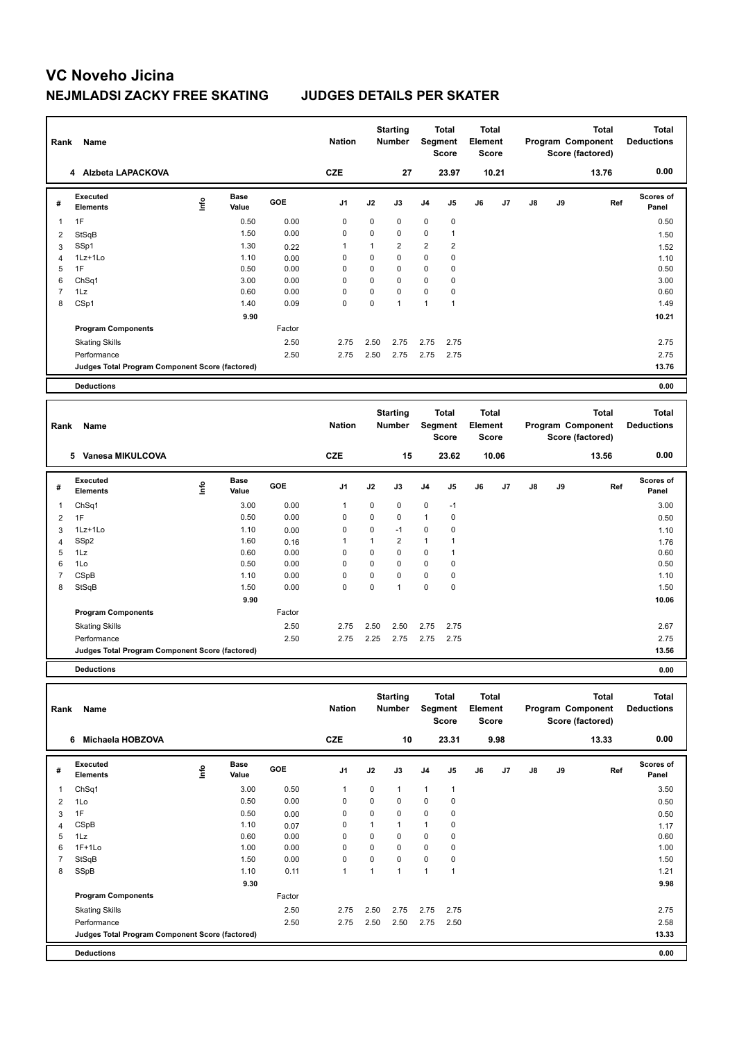# VC Noveho Jicina

## NEJMLADSI ZACKY FREE SKATING — JUDGES DETAILS PER SKATER

| Rank | Name | Nation | Starting Number | Total Segment Score | Total Element Score | Total Program Component Score (factored) | Total Deductions |
|---|---|---|---|---|---|---|---|
| 4 | Alzbeta LAPACKOVA | CZE | 27 | 23.97 | 10.21 | 13.76 | 0.00 |

| # | Executed Elements | Info | Base Value | GOE | J1 | J2 | J3 | J4 | J5 | J6 | J7 | J8 | J9 | Ref | Scores of Panel |
|---|---|---|---|---|---|---|---|---|---|---|---|---|---|---|---|
| 1 | 1F | | 0.50 | 0.00 | 0 | 0 | 0 | 0 | 0 | | | | | | 0.50 |
| 2 | StSqB | | 1.50 | 0.00 | 0 | 0 | 0 | 0 | 1 | | | | | | 1.50 |
| 3 | SSp1 | | 1.30 | 0.22 | 1 | 1 | 2 | 2 | 2 | | | | | | 1.52 |
| 4 | 1Lz+1Lo | | 1.10 | 0.00 | 0 | 0 | 0 | 0 | 0 | | | | | | 1.10 |
| 5 | 1F | | 0.50 | 0.00 | 0 | 0 | 0 | 0 | 0 | | | | | | 0.50 |
| 6 | ChSq1 | | 3.00 | 0.00 | 0 | 0 | 0 | 0 | 0 | | | | | | 3.00 |
| 7 | 1Lz | | 0.60 | 0.00 | 0 | 0 | 0 | 0 | 0 | | | | | | 0.60 |
| 8 | CSp1 | | 1.40 | 0.09 | 0 | 0 | 1 | 1 | 1 | | | | | | 1.49 |
| | | | 9.90 | | | | | | | | | | | | 10.21 |
| | **Program Components** | | | Factor | | | | | | | | | | | |
| | Skating Skills | | | 2.50 | 2.75 | 2.50 | 2.75 | 2.75 | 2.75 | | | | | | 2.75 |
| | Performance | | | 2.50 | 2.75 | 2.50 | 2.75 | 2.75 | 2.75 | | | | | | 2.75 |
| | **Judges Total Program Component Score (factored)** | | | | | | | | | | | | | | 13.76 |
| | **Deductions** | | | | | | | | | | | | | | 0.00 |

| Rank | Name | Nation | Starting Number | Total Segment Score | Total Element Score | Total Program Component Score (factored) | Total Deductions |
|---|---|---|---|---|---|---|---|
| 5 | Vanesa MIKULCOVA | CZE | 15 | 23.62 | 10.06 | 13.56 | 0.00 |

| # | Executed Elements | Info | Base Value | GOE | J1 | J2 | J3 | J4 | J5 | J6 | J7 | J8 | J9 | Ref | Scores of Panel |
|---|---|---|---|---|---|---|---|---|---|---|---|---|---|---|---|
| 1 | ChSq1 | | 3.00 | 0.00 | 1 | 0 | 0 | 0 | -1 | | | | | | 3.00 |
| 2 | 1F | | 0.50 | 0.00 | 0 | 0 | 0 | 1 | 0 | | | | | | 0.50 |
| 3 | 1Lz+1Lo | | 1.10 | 0.00 | 0 | 0 | -1 | 0 | 0 | | | | | | 1.10 |
| 4 | SSp2 | | 1.60 | 0.16 | 1 | 1 | 2 | 1 | 1 | | | | | | 1.76 |
| 5 | 1Lz | | 0.60 | 0.00 | 0 | 0 | 0 | 0 | 1 | | | | | | 0.60 |
| 6 | 1Lo | | 0.50 | 0.00 | 0 | 0 | 0 | 0 | 0 | | | | | | 0.50 |
| 7 | CSpB | | 1.10 | 0.00 | 0 | 0 | 0 | 0 | 0 | | | | | | 1.10 |
| 8 | StSqB | | 1.50 | 0.00 | 0 | 0 | 1 | 0 | 0 | | | | | | 1.50 |
| | | | 9.90 | | | | | | | | | | | | 10.06 |
| | **Program Components** | | | Factor | | | | | | | | | | | |
| | Skating Skills | | | 2.50 | 2.75 | 2.50 | 2.50 | 2.75 | 2.75 | | | | | | 2.67 |
| | Performance | | | 2.50 | 2.75 | 2.25 | 2.75 | 2.75 | 2.75 | | | | | | 2.75 |
| | **Judges Total Program Component Score (factored)** | | | | | | | | | | | | | | 13.56 |
| | **Deductions** | | | | | | | | | | | | | | 0.00 |

| Rank | Name | Nation | Starting Number | Total Segment Score | Total Element Score | Total Program Component Score (factored) | Total Deductions |
|---|---|---|---|---|---|---|---|
| 6 | Michaela HOBZOVA | CZE | 10 | 23.31 | 9.98 | 13.33 | 0.00 |

| # | Executed Elements | Info | Base Value | GOE | J1 | J2 | J3 | J4 | J5 | J6 | J7 | J8 | J9 | Ref | Scores of Panel |
|---|---|---|---|---|---|---|---|---|---|---|---|---|---|---|---|
| 1 | ChSq1 | | 3.00 | 0.50 | 1 | 0 | 1 | 1 | 1 | | | | | | 3.50 |
| 2 | 1Lo | | 0.50 | 0.00 | 0 | 0 | 0 | 0 | 0 | | | | | | 0.50 |
| 3 | 1F | | 0.50 | 0.00 | 0 | 0 | 0 | 0 | 0 | | | | | | 0.50 |
| 4 | CSpB | | 1.10 | 0.07 | 0 | 1 | 1 | 1 | 0 | | | | | | 1.17 |
| 5 | 1Lz | | 0.60 | 0.00 | 0 | 0 | 0 | 0 | 0 | | | | | | 0.60 |
| 6 | 1F+1Lo | | 1.00 | 0.00 | 0 | 0 | 0 | 0 | 0 | | | | | | 1.00 |
| 7 | StSqB | | 1.50 | 0.00 | 0 | 0 | 0 | 0 | 0 | | | | | | 1.50 |
| 8 | SSpB | | 1.10 | 0.11 | 1 | 1 | 1 | 1 | 1 | | | | | | 1.21 |
| | | | 9.30 | | | | | | | | | | | | 9.98 |
| | **Program Components** | | | Factor | | | | | | | | | | | |
| | Skating Skills | | | 2.50 | 2.75 | 2.50 | 2.75 | 2.75 | 2.75 | | | | | | 2.75 |
| | Performance | | | 2.50 | 2.75 | 2.50 | 2.50 | 2.75 | 2.50 | | | | | | 2.58 |
| | **Judges Total Program Component Score (factored)** | | | | | | | | | | | | | | 13.33 |
| | **Deductions** | | | | | | | | | | | | | | 0.00 |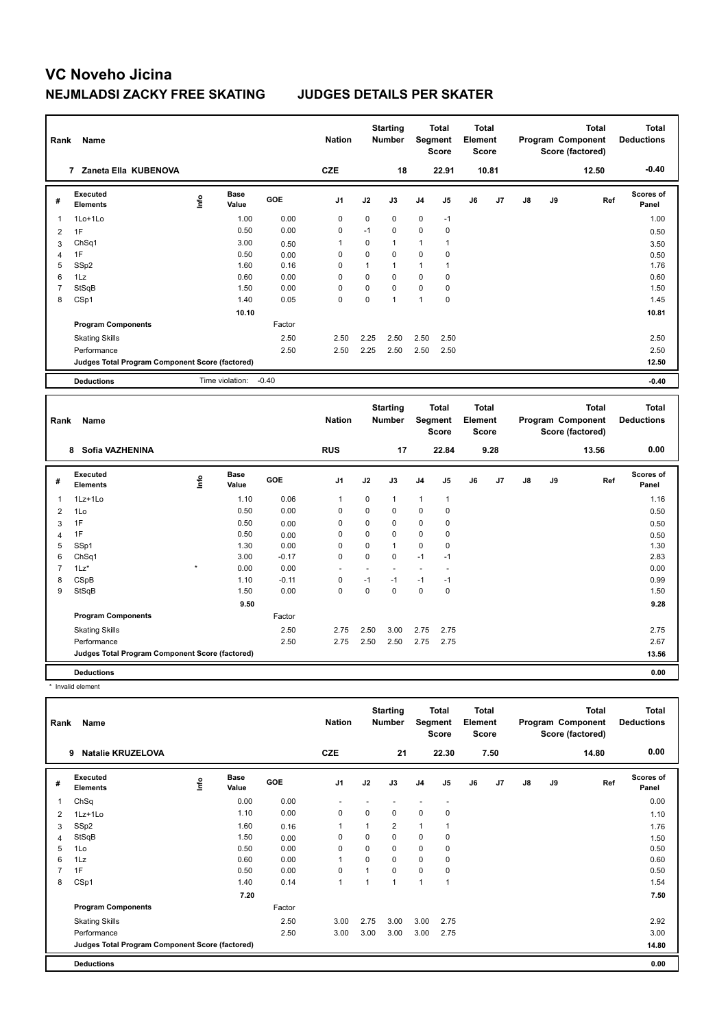# VC Noveho Jicina

## NEJMLADSI ZACKY FREE SKATING JUDGES DETAILS PER SKATER

| Rank | Name | Nation | Starting Number | Total Segment Score | Total Element Score | Total Program Component Score (factored) | Total Deductions |
|---|---|---|---|---|---|---|---|
| 7 | Zaneta Ella KUBENOVA | CZE | 18 | 22.91 | 10.81 | 12.50 | -0.40 |

| # | Executed Elements | Info | Base Value | GOE | J1 | J2 | J3 | J4 | J5 | J6 | J7 | J8 | J9 | Ref | Scores of Panel |
|---|---|---|---|---|---|---|---|---|---|---|---|---|---|---|---|
| 1 | 1Lo+1Lo | | 1.00 | 0.00 | 0 | 0 | 0 | 0 | -1 | | | | | | 1.00 |
| 2 | 1F | | 0.50 | 0.00 | 0 | -1 | 0 | 0 | 0 | | | | | | 0.50 |
| 3 | ChSq1 | | 3.00 | 0.50 | 1 | 0 | 1 | 1 | 1 | | | | | | 3.50 |
| 4 | 1F | | 0.50 | 0.00 | 0 | 0 | 0 | 0 | 0 | | | | | | 0.50 |
| 5 | SSp2 | | 1.60 | 0.16 | 0 | 1 | 1 | 1 | 1 | | | | | | 1.76 |
| 6 | 1Lz | | 0.60 | 0.00 | 0 | 0 | 0 | 0 | 0 | | | | | | 0.60 |
| 7 | StSqB | | 1.50 | 0.00 | 0 | 0 | 0 | 0 | 0 | | | | | | 1.50 |
| 8 | CSp1 | | 1.40 | 0.05 | 0 | 0 | 1 | 1 | 0 | | | | | | 1.45 |
| | | | 10.10 | | | | | | | | | | | | 10.81 |
| | **Program Components** | | | Factor | | | | | | | | | | | |
| | Skating Skills | | | 2.50 | 2.50 | 2.25 | 2.50 | 2.50 | 2.50 | | | | | | 2.50 |
| | Performance | | | 2.50 | 2.50 | 2.25 | 2.50 | 2.50 | 2.50 | | | | | | 2.50 |
| | **Judges Total Program Component Score (factored)** | | | | | | | | | | | | | | 12.50 |
| | **Deductions** | | Time violation: | -0.40 | | | | | | | | | | | -0.40 |

| Rank | Name | Nation | Starting Number | Total Segment Score | Total Element Score | Total Program Component Score (factored) | Total Deductions |
|---|---|---|---|---|---|---|---|
| 8 | Sofia VAZHENINA | RUS | 17 | 22.84 | 9.28 | 13.56 | 0.00 |

| # | Executed Elements | Info | Base Value | GOE | J1 | J2 | J3 | J4 | J5 | J6 | J7 | J8 | J9 | Ref | Scores of Panel |
|---|---|---|---|---|---|---|---|---|---|---|---|---|---|---|---|
| 1 | 1Lz+1Lo | | 1.10 | 0.06 | 1 | 0 | 1 | 1 | 1 | | | | | | 1.16 |
| 2 | 1Lo | | 0.50 | 0.00 | 0 | 0 | 0 | 0 | 0 | | | | | | 0.50 |
| 3 | 1F | | 0.50 | 0.00 | 0 | 0 | 0 | 0 | 0 | | | | | | 0.50 |
| 4 | 1F | | 0.50 | 0.00 | 0 | 0 | 0 | 0 | 0 | | | | | | 0.50 |
| 5 | SSp1 | | 1.30 | 0.00 | 0 | 0 | 1 | 0 | 0 | | | | | | 1.30 |
| 6 | ChSq1 | | 3.00 | -0.17 | 0 | 0 | 0 | -1 | -1 | | | | | | 2.83 |
| 7 | 1Lz* | * | 0.00 | 0.00 | - | - | - | - | - | | | | | | 0.00 |
| 8 | CSpB | | 1.10 | -0.11 | 0 | -1 | -1 | -1 | -1 | | | | | | 0.99 |
| 9 | StSqB | | 1.50 | 0.00 | 0 | 0 | 0 | 0 | 0 | | | | | | 1.50 |
| | | | 9.50 | | | | | | | | | | | | 9.28 |
| | **Program Components** | | | Factor | | | | | | | | | | | |
| | Skating Skills | | | 2.50 | 2.75 | 2.50 | 3.00 | 2.75 | 2.75 | | | | | | 2.75 |
| | Performance | | | 2.50 | 2.75 | 2.50 | 2.50 | 2.75 | 2.75 | | | | | | 2.67 |
| | **Judges Total Program Component Score (factored)** | | | | | | | | | | | | | | 13.56 |
| | **Deductions** | | | | | | | | | | | | | | 0.00 |

* Invalid element

| Rank | Name | Nation | Starting Number | Total Segment Score | Total Element Score | Total Program Component Score (factored) | Total Deductions |
|---|---|---|---|---|---|---|---|
| 9 | Natalie KRUZELOVA | CZE | 21 | 22.30 | 7.50 | 14.80 | 0.00 |

| # | Executed Elements | Info | Base Value | GOE | J1 | J2 | J3 | J4 | J5 | J6 | J7 | J8 | J9 | Ref | Scores of Panel |
|---|---|---|---|---|---|---|---|---|---|---|---|---|---|---|---|
| 1 | ChSq | | 0.00 | 0.00 | - | - | - | - | - | | | | | | 0.00 |
| 2 | 1Lz+1Lo | | 1.10 | 0.00 | 0 | 0 | 0 | 0 | 0 | | | | | | 1.10 |
| 3 | SSp2 | | 1.60 | 0.16 | 1 | 1 | 2 | 1 | 1 | | | | | | 1.76 |
| 4 | StSqB | | 1.50 | 0.00 | 0 | 0 | 0 | 0 | 0 | | | | | | 1.50 |
| 5 | 1Lo | | 0.50 | 0.00 | 0 | 0 | 0 | 0 | 0 | | | | | | 0.50 |
| 6 | 1Lz | | 0.60 | 0.00 | 1 | 0 | 0 | 0 | 0 | | | | | | 0.60 |
| 7 | 1F | | 0.50 | 0.00 | 0 | 1 | 0 | 0 | 0 | | | | | | 0.50 |
| 8 | CSp1 | | 1.40 | 0.14 | 1 | 1 | 1 | 1 | 1 | | | | | | 1.54 |
| | | | 7.20 | | | | | | | | | | | | 7.50 |
| | **Program Components** | | | Factor | | | | | | | | | | | |
| | Skating Skills | | | 2.50 | 3.00 | 2.75 | 3.00 | 3.00 | 2.75 | | | | | | 2.92 |
| | Performance | | | 2.50 | 3.00 | 3.00 | 3.00 | 3.00 | 2.75 | | | | | | 3.00 |
| | **Judges Total Program Component Score (factored)** | | | | | | | | | | | | | | 14.80 |
| | **Deductions** | | | | | | | | | | | | | | 0.00 |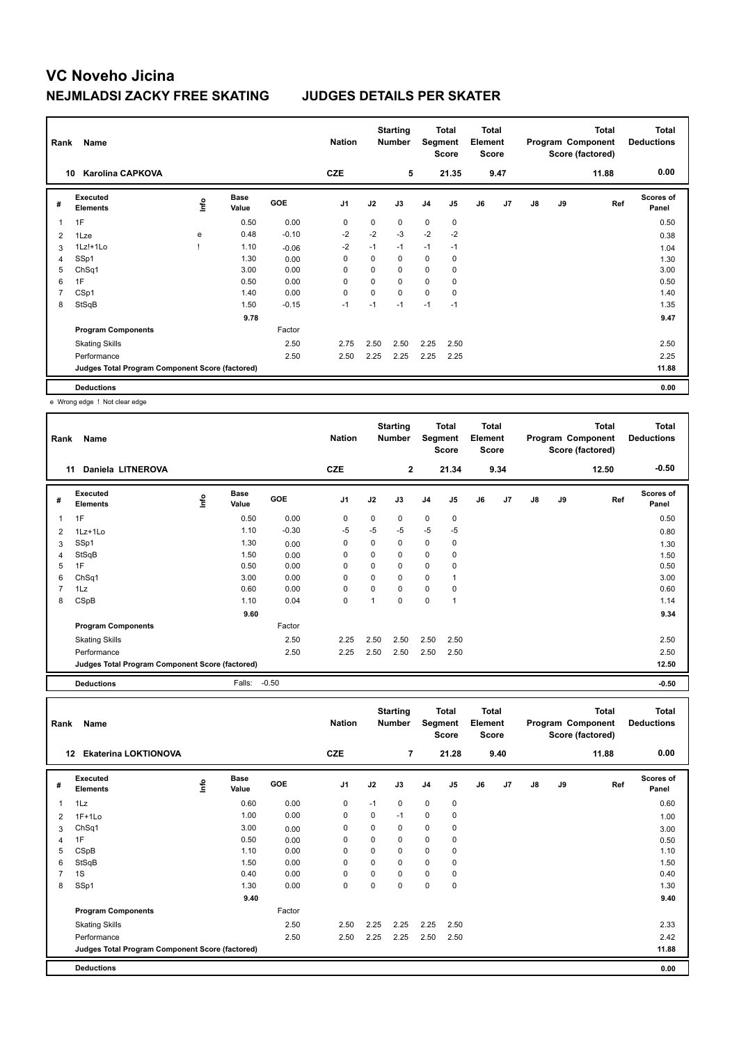# VC Noveho Jicina

## NEJMLADSI ZACKY FREE SKATING JUDGES DETAILS PER SKATER

| Rank | Name | | | Nation | | Starting Number | | Total Segment Score | | Total Element Score | | | Total Program Component Score (factored) | | Total Deductions |
|---|---|---|---|---|---|---|---|---|---|---|---|---|---|---|---|
| 10 | Karolina CAPKOVA | | | CZE | | 5 | | 21.35 | | 9.47 | | | 11.88 | | 0.00 |

| # | Executed Elements | Info | Base Value | GOE | J1 | J2 | J3 | J4 | J5 | J6 | J7 | J8 | J9 | Ref | Scores of Panel |
|---|---|---|---|---|---|---|---|---|---|---|---|---|---|---|---|
| 1 | 1F | | 0.50 | 0.00 | 0 | 0 | 0 | 0 | 0 | | | | | | 0.50 |
| 2 | 1Lze | e | 0.48 | -0.10 | -2 | -2 | -3 | -2 | -2 | | | | | | 0.38 |
| 3 | 1Lz!+1Lo | ! | 1.10 | -0.06 | -2 | -1 | -1 | -1 | -1 | | | | | | 1.04 |
| 4 | SSp1 | | 1.30 | 0.00 | 0 | 0 | 0 | 0 | 0 | | | | | | 1.30 |
| 5 | ChSq1 | | 3.00 | 0.00 | 0 | 0 | 0 | 0 | 0 | | | | | | 3.00 |
| 6 | 1F | | 0.50 | 0.00 | 0 | 0 | 0 | 0 | 0 | | | | | | 0.50 |
| 7 | CSp1 | | 1.40 | 0.00 | 0 | 0 | 0 | 0 | 0 | | | | | | 1.40 |
| 8 | StSqB | | 1.50 | -0.15 | -1 | -1 | -1 | -1 | -1 | | | | | | 1.35 |
| | | | 9.78 | | | | | | | | | | | | 9.47 |
| | Program Components | | | Factor | | | | | | | | | | | |
| | Skating Skills | | | 2.50 | 2.75 | 2.50 | 2.50 | 2.25 | 2.50 | | | | | | 2.50 |
| | Performance | | | 2.50 | 2.50 | 2.25 | 2.25 | 2.25 | 2.25 | | | | | | 2.25 |
| | Judges Total Program Component Score (factored) | | | | | | | | | | | | | | 11.88 |
| | Deductions | | | | | | | | | | | | | | 0.00 |

e Wrong edge ! Not clear edge

| Rank | Name | | | Nation | | Starting Number | | Total Segment Score | | Total Element Score | | | Total Program Component Score (factored) | | Total Deductions |
|---|---|---|---|---|---|---|---|---|---|---|---|---|---|---|---|
| 11 | Daniela LITNEROVA | | | CZE | | 2 | | 21.34 | | 9.34 | | | 12.50 | | -0.50 |

| # | Executed Elements | Info | Base Value | GOE | J1 | J2 | J3 | J4 | J5 | J6 | J7 | J8 | J9 | Ref | Scores of Panel |
|---|---|---|---|---|---|---|---|---|---|---|---|---|---|---|---|
| 1 | 1F | | 0.50 | 0.00 | 0 | 0 | 0 | 0 | 0 | | | | | | 0.50 |
| 2 | 1Lz+1Lo | | 1.10 | -0.30 | -5 | -5 | -5 | -5 | -5 | | | | | | 0.80 |
| 3 | SSp1 | | 1.30 | 0.00 | 0 | 0 | 0 | 0 | 0 | | | | | | 1.30 |
| 4 | StSqB | | 1.50 | 0.00 | 0 | 0 | 0 | 0 | 0 | | | | | | 1.50 |
| 5 | 1F | | 0.50 | 0.00 | 0 | 0 | 0 | 0 | 0 | | | | | | 0.50 |
| 6 | ChSq1 | | 3.00 | 0.00 | 0 | 0 | 0 | 0 | 1 | | | | | | 3.00 |
| 7 | 1Lz | | 0.60 | 0.00 | 0 | 0 | 0 | 0 | 0 | | | | | | 0.60 |
| 8 | CSpB | | 1.10 | 0.04 | 0 | 1 | 0 | 0 | 1 | | | | | | 1.14 |
| | | | 9.60 | | | | | | | | | | | | 9.34 |
| | Program Components | | | Factor | | | | | | | | | | | |
| | Skating Skills | | | 2.50 | 2.25 | 2.50 | 2.50 | 2.50 | 2.50 | | | | | | 2.50 |
| | Performance | | | 2.50 | 2.25 | 2.50 | 2.50 | 2.50 | 2.50 | | | | | | 2.50 |
| | Judges Total Program Component Score (factored) | | | | | | | | | | | | | | 12.50 |
| | Deductions | | Falls: | -0.50 | | | | | | | | | | | -0.50 |

| Rank | Name | | | Nation | | Starting Number | | Total Segment Score | | Total Element Score | | | Total Program Component Score (factored) | | Total Deductions |
|---|---|---|---|---|---|---|---|---|---|---|---|---|---|---|---|
| 12 | Ekaterina LOKTIONOVA | | | CZE | | 7 | | 21.28 | | 9.40 | | | 11.88 | | 0.00 |

| # | Executed Elements | Info | Base Value | GOE | J1 | J2 | J3 | J4 | J5 | J6 | J7 | J8 | J9 | Ref | Scores of Panel |
|---|---|---|---|---|---|---|---|---|---|---|---|---|---|---|---|
| 1 | 1Lz | | 0.60 | 0.00 | 0 | -1 | 0 | 0 | 0 | | | | | | 0.60 |
| 2 | 1F+1Lo | | 1.00 | 0.00 | 0 | 0 | -1 | 0 | 0 | | | | | | 1.00 |
| 3 | ChSq1 | | 3.00 | 0.00 | 0 | 0 | 0 | 0 | 0 | | | | | | 3.00 |
| 4 | 1F | | 0.50 | 0.00 | 0 | 0 | 0 | 0 | 0 | | | | | | 0.50 |
| 5 | CSpB | | 1.10 | 0.00 | 0 | 0 | 0 | 0 | 0 | | | | | | 1.10 |
| 6 | StSqB | | 1.50 | 0.00 | 0 | 0 | 0 | 0 | 0 | | | | | | 1.50 |
| 7 | 1S | | 0.40 | 0.00 | 0 | 0 | 0 | 0 | 0 | | | | | | 0.40 |
| 8 | SSp1 | | 1.30 | 0.00 | 0 | 0 | 0 | 0 | 0 | | | | | | 1.30 |
| | | | 9.40 | | | | | | | | | | | | 9.40 |
| | Program Components | | | Factor | | | | | | | | | | | |
| | Skating Skills | | | 2.50 | 2.50 | 2.25 | 2.25 | 2.25 | 2.50 | | | | | | 2.33 |
| | Performance | | | 2.50 | 2.50 | 2.25 | 2.25 | 2.50 | 2.50 | | | | | | 2.42 |
| | Judges Total Program Component Score (factored) | | | | | | | | | | | | | | 11.88 |
| | Deductions | | | | | | | | | | | | | | 0.00 |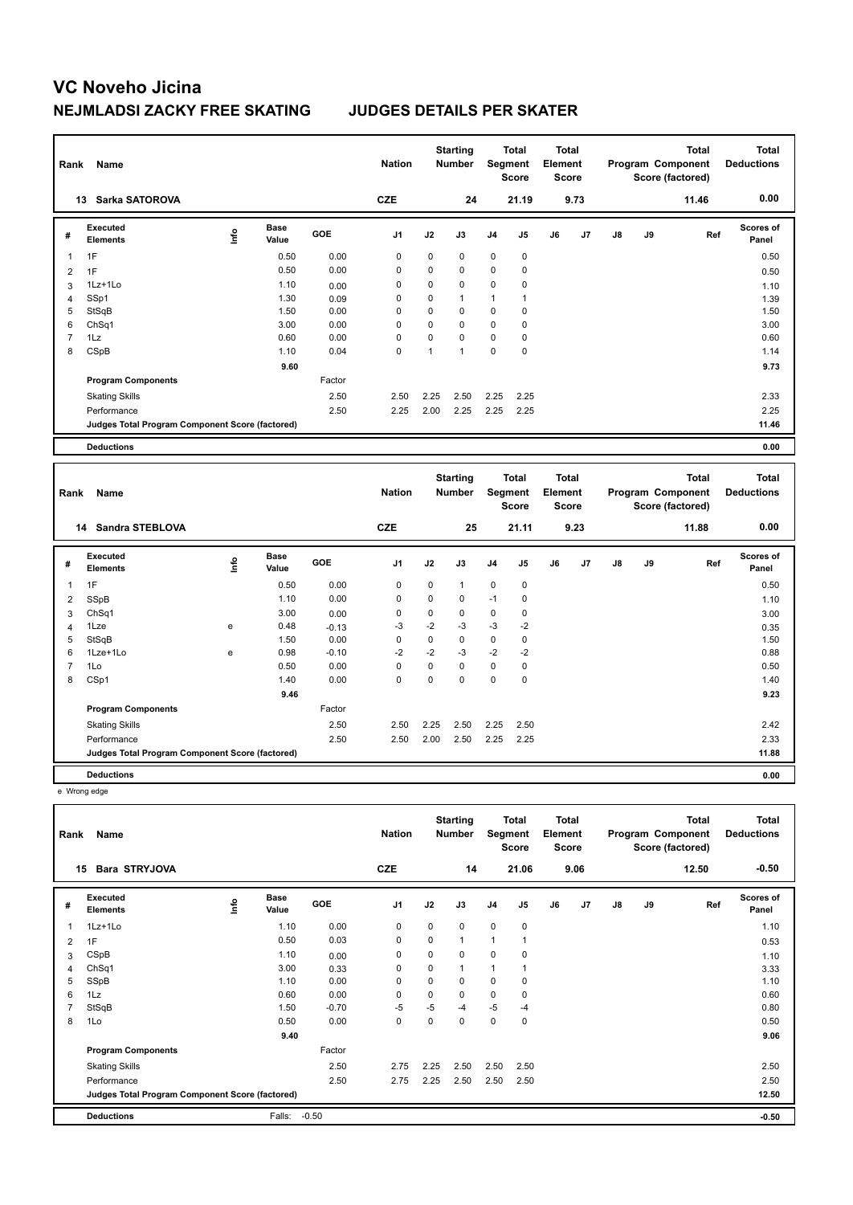# VC Noveho Jicina

## NEJMLADSI ZACKY FREE SKATING JUDGES DETAILS PER SKATER

| Rank | Name | Nation | Starting Number | Total Segment Score | Total Element Score | Total Program Component Score (factored) | Total Deductions |
|---|---|---|---|---|---|---|---|
| 13 | Sarka SATOROVA | CZE | 24 | 21.19 | 9.73 | 11.46 | 0.00 |

| # | Executed Elements | Info | Base Value | GOE | J1 | J2 | J3 | J4 | J5 | J6 | J7 | J8 | J9 | Ref | Scores of Panel |
|---|---|---|---|---|---|---|---|---|---|---|---|---|---|---|---|
| 1 | 1F | | 0.50 | 0.00 | 0 | 0 | 0 | 0 | 0 | | | | | | 0.50 |
| 2 | 1F | | 0.50 | 0.00 | 0 | 0 | 0 | 0 | 0 | | | | | | 0.50 |
| 3 | 1Lz+1Lo | | 1.10 | 0.00 | 0 | 0 | 0 | 0 | 0 | | | | | | 1.10 |
| 4 | SSp1 | | 1.30 | 0.09 | 0 | 0 | 1 | 1 | 1 | | | | | | 1.39 |
| 5 | StSqB | | 1.50 | 0.00 | 0 | 0 | 0 | 0 | 0 | | | | | | 1.50 |
| 6 | ChSq1 | | 3.00 | 0.00 | 0 | 0 | 0 | 0 | 0 | | | | | | 3.00 |
| 7 | 1Lz | | 0.60 | 0.00 | 0 | 0 | 0 | 0 | 0 | | | | | | 0.60 |
| 8 | CSpB | | 1.10 | 0.04 | 0 | 1 | 1 | 0 | 0 | | | | | | 1.14 |
| | | | 9.60 | | | | | | | | | | | | 9.73 |
| | **Program Components** | | | Factor | | | | | | | | | | | |
| | Skating Skills | | | 2.50 | 2.50 | 2.25 | 2.50 | 2.25 | 2.25 | | | | | | 2.33 |
| | Performance | | | 2.50 | 2.25 | 2.00 | 2.25 | 2.25 | 2.25 | | | | | | 2.25 |
| | **Judges Total Program Component Score (factored)** | | | | | | | | | | | | | | **11.46** |
| | **Deductions** | | | | | | | | | | | | | | **0.00** |

| Rank | Name | Nation | Starting Number | Total Segment Score | Total Element Score | Total Program Component Score (factored) | Total Deductions |
|---|---|---|---|---|---|---|---|
| 14 | Sandra STEBLOVA | CZE | 25 | 21.11 | 9.23 | 11.88 | 0.00 |

| # | Executed Elements | Info | Base Value | GOE | J1 | J2 | J3 | J4 | J5 | J6 | J7 | J8 | J9 | Ref | Scores of Panel |
|---|---|---|---|---|---|---|---|---|---|---|---|---|---|---|---|
| 1 | 1F | | 0.50 | 0.00 | 0 | 0 | 1 | 0 | 0 | | | | | | 0.50 |
| 2 | SSpB | | 1.10 | 0.00 | 0 | 0 | 0 | -1 | 0 | | | | | | 1.10 |
| 3 | ChSq1 | | 3.00 | 0.00 | 0 | 0 | 0 | 0 | 0 | | | | | | 3.00 |
| 4 | 1Lze | e | 0.48 | -0.13 | -3 | -2 | -3 | -3 | -2 | | | | | | 0.35 |
| 5 | StSqB | | 1.50 | 0.00 | 0 | 0 | 0 | 0 | 0 | | | | | | 1.50 |
| 6 | 1Lze+1Lo | e | 0.98 | -0.10 | -2 | -2 | -3 | -2 | -2 | | | | | | 0.88 |
| 7 | 1Lo | | 0.50 | 0.00 | 0 | 0 | 0 | 0 | 0 | | | | | | 0.50 |
| 8 | CSp1 | | 1.40 | 0.00 | 0 | 0 | 0 | 0 | 0 | | | | | | 1.40 |
| | | | 9.46 | | | | | | | | | | | | 9.23 |
| | **Program Components** | | | Factor | | | | | | | | | | | |
| | Skating Skills | | | 2.50 | 2.50 | 2.25 | 2.50 | 2.25 | 2.50 | | | | | | 2.42 |
| | Performance | | | 2.50 | 2.50 | 2.00 | 2.50 | 2.25 | 2.25 | | | | | | 2.33 |
| | **Judges Total Program Component Score (factored)** | | | | | | | | | | | | | | **11.88** |
| | **Deductions** | | | | | | | | | | | | | | **0.00** |

e Wrong edge

| Rank | Name | Nation | Starting Number | Total Segment Score | Total Element Score | Total Program Component Score (factored) | Total Deductions |
|---|---|---|---|---|---|---|---|
| 15 | Bara STRYJOVA | CZE | 14 | 21.06 | 9.06 | 12.50 | -0.50 |

| # | Executed Elements | Info | Base Value | GOE | J1 | J2 | J3 | J4 | J5 | J6 | J7 | J8 | J9 | Ref | Scores of Panel |
|---|---|---|---|---|---|---|---|---|---|---|---|---|---|---|---|
| 1 | 1Lz+1Lo | | 1.10 | 0.00 | 0 | 0 | 0 | 0 | 0 | | | | | | 1.10 |
| 2 | 1F | | 0.50 | 0.03 | 0 | 0 | 1 | 1 | 1 | | | | | | 0.53 |
| 3 | CSpB | | 1.10 | 0.00 | 0 | 0 | 0 | 0 | 0 | | | | | | 1.10 |
| 4 | ChSq1 | | 3.00 | 0.33 | 0 | 0 | 1 | 1 | 1 | | | | | | 3.33 |
| 5 | SSpB | | 1.10 | 0.00 | 0 | 0 | 0 | 0 | 0 | | | | | | 1.10 |
| 6 | 1Lz | | 0.60 | 0.00 | 0 | 0 | 0 | 0 | 0 | | | | | | 0.60 |
| 7 | StSqB | | 1.50 | -0.70 | -5 | -5 | -4 | -5 | -4 | | | | | | 0.80 |
| 8 | 1Lo | | 0.50 | 0.00 | 0 | 0 | 0 | 0 | 0 | | | | | | 0.50 |
| | | | 9.40 | | | | | | | | | | | | 9.06 |
| | **Program Components** | | | Factor | | | | | | | | | | | |
| | Skating Skills | | | 2.50 | 2.75 | 2.25 | 2.50 | 2.50 | 2.50 | | | | | | 2.50 |
| | Performance | | | 2.50 | 2.75 | 2.25 | 2.50 | 2.50 | 2.50 | | | | | | 2.50 |
| | **Judges Total Program Component Score (factored)** | | | | | | | | | | | | | | **12.50** |
| | **Deductions** | | Falls: | -0.50 | | | | | | | | | | | **-0.50** |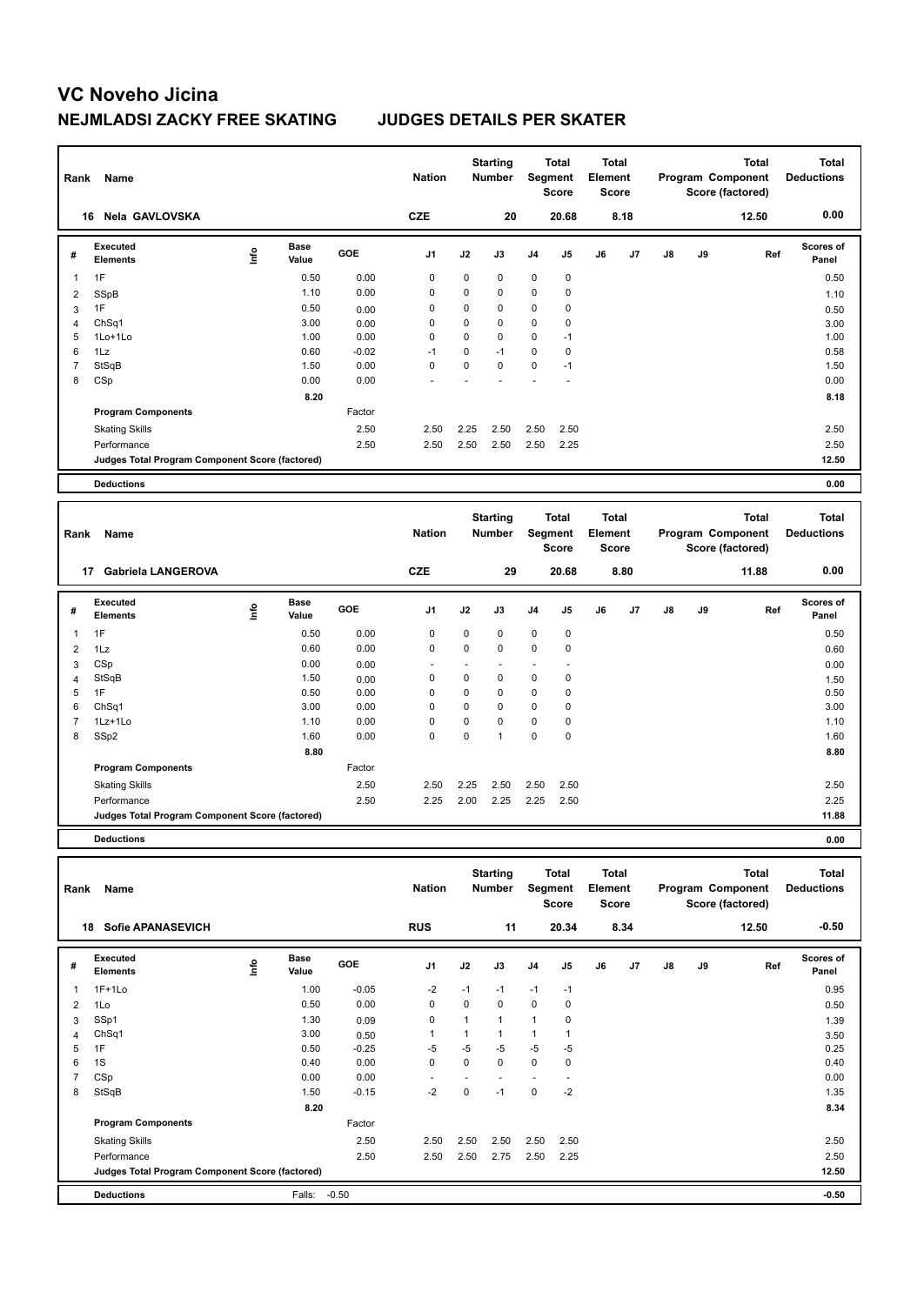# VC Noveho Jicina

## NEJMLADSI ZACKY FREE SKATING    JUDGES DETAILS PER SKATER

| Rank | Name | Nation | Starting Number | Total Segment Score | Total Element Score | Total Program Component Score (factored) | Total Deductions |
|---|---|---|---|---|---|---|---|
| 16 | Nela GAVLOVSKA | CZE | 20 | 20.68 | 8.18 | 12.50 | 0.00 |

| # | Executed Elements | Info | Base Value | GOE | J1 | J2 | J3 | J4 | J5 | J6 | J7 | J8 | J9 | Ref | Scores of Panel |
|---|---|---|---|---|---|---|---|---|---|---|---|---|---|---|---|
| 1 | 1F | | 0.50 | 0.00 | 0 | 0 | 0 | 0 | 0 | | | | | | 0.50 |
| 2 | SSpB | | 1.10 | 0.00 | 0 | 0 | 0 | 0 | 0 | | | | | | 1.10 |
| 3 | 1F | | 0.50 | 0.00 | 0 | 0 | 0 | 0 | 0 | | | | | | 0.50 |
| 4 | ChSq1 | | 3.00 | 0.00 | 0 | 0 | 0 | 0 | 0 | | | | | | 3.00 |
| 5 | 1Lo+1Lo | | 1.00 | 0.00 | 0 | 0 | 0 | 0 | -1 | | | | | | 1.00 |
| 6 | 1Lz | | 0.60 | -0.02 | -1 | 0 | -1 | 0 | 0 | | | | | | 0.58 |
| 7 | StSqB | | 1.50 | 0.00 | 0 | 0 | 0 | 0 | -1 | | | | | | 1.50 |
| 8 | CSp | | 0.00 | 0.00 | - | - | - | - | - | | | | | | 0.00 |
| | | | 8.20 | | | | | | | | | | | | 8.18 |
| | **Program Components** | | | Factor | | | | | | | | | | | |
| | Skating Skills | | | 2.50 | 2.50 | 2.25 | 2.50 | 2.50 | 2.50 | | | | | | 2.50 |
| | Performance | | | 2.50 | 2.50 | 2.50 | 2.50 | 2.50 | 2.25 | | | | | | 2.50 |
| | **Judges Total Program Component Score (factored)** | | | | | | | | | | | | | | 12.50 |
| | **Deductions** | | | | | | | | | | | | | | 0.00 |

| Rank | Name | Nation | Starting Number | Total Segment Score | Total Element Score | Total Program Component Score (factored) | Total Deductions |
|---|---|---|---|---|---|---|---|
| 17 | Gabriela LANGEROVA | CZE | 29 | 20.68 | 8.80 | 11.88 | 0.00 |

| # | Executed Elements | Info | Base Value | GOE | J1 | J2 | J3 | J4 | J5 | J6 | J7 | J8 | J9 | Ref | Scores of Panel |
|---|---|---|---|---|---|---|---|---|---|---|---|---|---|---|---|
| 1 | 1F | | 0.50 | 0.00 | 0 | 0 | 0 | 0 | 0 | | | | | | 0.50 |
| 2 | 1Lz | | 0.60 | 0.00 | 0 | 0 | 0 | 0 | 0 | | | | | | 0.60 |
| 3 | CSp | | 0.00 | 0.00 | - | - | - | - | - | | | | | | 0.00 |
| 4 | StSqB | | 1.50 | 0.00 | 0 | 0 | 0 | 0 | 0 | | | | | | 1.50 |
| 5 | 1F | | 0.50 | 0.00 | 0 | 0 | 0 | 0 | 0 | | | | | | 0.50 |
| 6 | ChSq1 | | 3.00 | 0.00 | 0 | 0 | 0 | 0 | 0 | | | | | | 3.00 |
| 7 | 1Lz+1Lo | | 1.10 | 0.00 | 0 | 0 | 0 | 0 | 0 | | | | | | 1.10 |
| 8 | SSp2 | | 1.60 | 0.00 | 0 | 0 | 1 | 0 | 0 | | | | | | 1.60 |
| | | | 8.80 | | | | | | | | | | | | 8.80 |
| | **Program Components** | | | Factor | | | | | | | | | | | |
| | Skating Skills | | | 2.50 | 2.50 | 2.25 | 2.50 | 2.50 | 2.50 | | | | | | 2.50 |
| | Performance | | | 2.50 | 2.25 | 2.00 | 2.25 | 2.25 | 2.50 | | | | | | 2.25 |
| | **Judges Total Program Component Score (factored)** | | | | | | | | | | | | | | 11.88 |
| | **Deductions** | | | | | | | | | | | | | | 0.00 |

| Rank | Name | Nation | Starting Number | Total Segment Score | Total Element Score | Total Program Component Score (factored) | Total Deductions |
|---|---|---|---|---|---|---|---|
| 18 | Sofie APANASEVICH | RUS | 11 | 20.34 | 8.34 | 12.50 | -0.50 |

| # | Executed Elements | Info | Base Value | GOE | J1 | J2 | J3 | J4 | J5 | J6 | J7 | J8 | J9 | Ref | Scores of Panel |
|---|---|---|---|---|---|---|---|---|---|---|---|---|---|---|---|
| 1 | 1F+1Lo | | 1.00 | -0.05 | -2 | -1 | -1 | -1 | -1 | | | | | | 0.95 |
| 2 | 1Lo | | 0.50 | 0.00 | 0 | 0 | 0 | 0 | 0 | | | | | | 0.50 |
| 3 | SSp1 | | 1.30 | 0.09 | 0 | 1 | 1 | 1 | 0 | | | | | | 1.39 |
| 4 | ChSq1 | | 3.00 | 0.50 | 1 | 1 | 1 | 1 | 1 | | | | | | 3.50 |
| 5 | 1F | | 0.50 | -0.25 | -5 | -5 | -5 | -5 | -5 | | | | | | 0.25 |
| 6 | 1S | | 0.40 | 0.00 | 0 | 0 | 0 | 0 | 0 | | | | | | 0.40 |
| 7 | CSp | | 0.00 | 0.00 | - | - | - | - | - | | | | | | 0.00 |
| 8 | StSqB | | 1.50 | -0.15 | -2 | 0 | -1 | 0 | -2 | | | | | | 1.35 |
| | | | 8.20 | | | | | | | | | | | | 8.34 |
| | **Program Components** | | | Factor | | | | | | | | | | | |
| | Skating Skills | | | 2.50 | 2.50 | 2.50 | 2.50 | 2.50 | 2.50 | | | | | | 2.50 |
| | Performance | | | 2.50 | 2.50 | 2.50 | 2.75 | 2.50 | 2.25 | | | | | | 2.50 |
| | **Judges Total Program Component Score (factored)** | | | | | | | | | | | | | | 12.50 |
| | **Deductions** | | Falls: | -0.50 | | | | | | | | | | | -0.50 |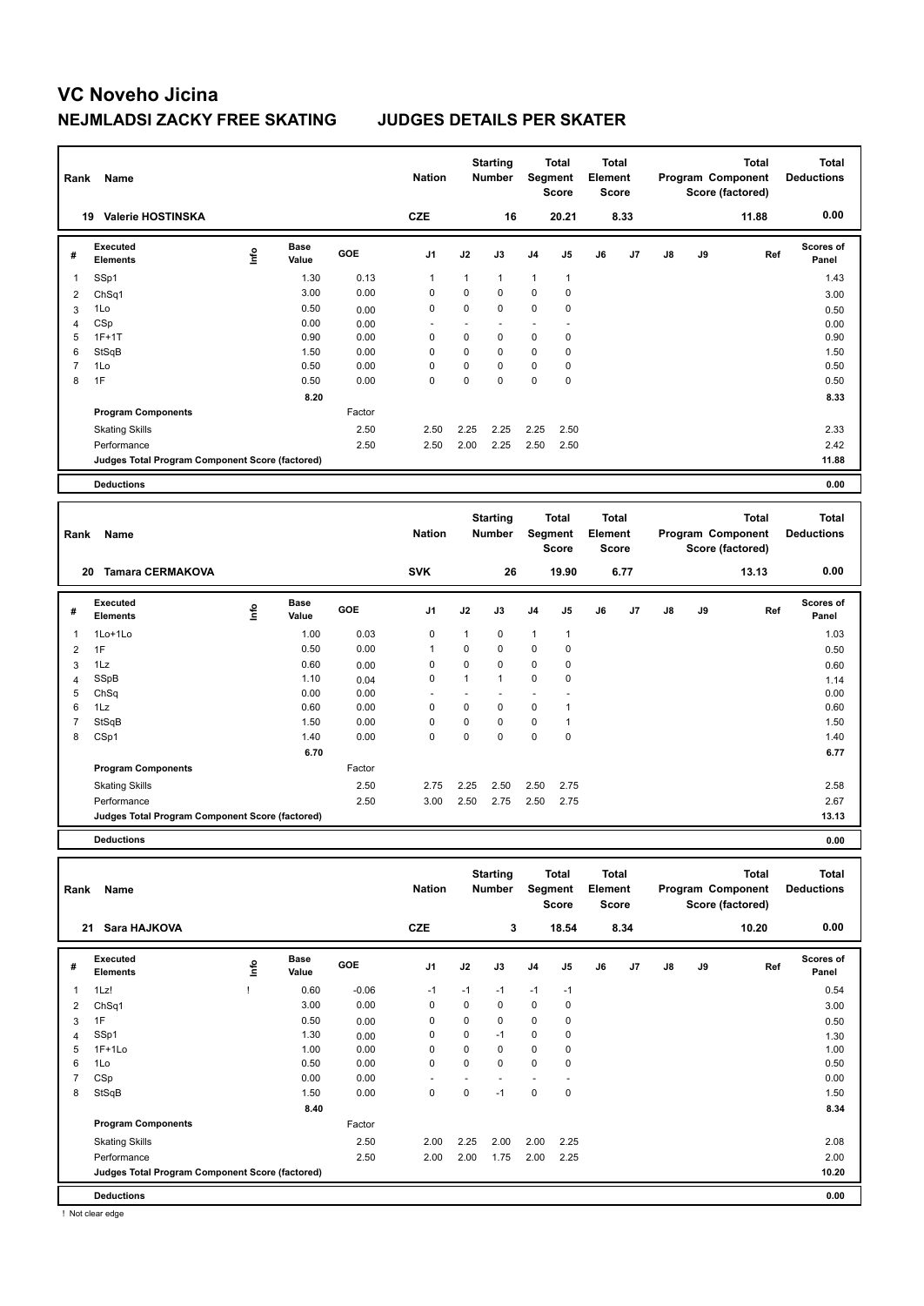# VC Noveho Jicina

## NEJMLADSI ZACKY FREE SKATING JUDGES DETAILS PER SKATER

| Rank | Name | Nation | Starting Number | Total Segment Score | Total Element Score | Total Program Component Score (factored) | Total Deductions |
|---|---|---|---|---|---|---|---|
| 19 | Valerie HOSTINSKA | CZE | 16 | 20.21 | 8.33 | 11.88 | 0.00 |

| # | Executed Elements | Info | Base Value | GOE | J1 | J2 | J3 | J4 | J5 | J6 | J7 | J8 | J9 | Ref | Scores of Panel |
|---|---|---|---|---|---|---|---|---|---|---|---|---|---|---|---|
| 1 | SSp1 | | 1.30 | 0.13 | 1 | 1 | 1 | 1 | 1 | | | | | | 1.43 |
| 2 | ChSq1 | | 3.00 | 0.00 | 0 | 0 | 0 | 0 | 0 | | | | | | 3.00 |
| 3 | 1Lo | | 0.50 | 0.00 | 0 | 0 | 0 | 0 | 0 | | | | | | 0.50 |
| 4 | CSp | | 0.00 | 0.00 | - | - | - | - | - | | | | | | 0.00 |
| 5 | 1F+1T | | 0.90 | 0.00 | 0 | 0 | 0 | 0 | 0 | | | | | | 0.90 |
| 6 | StSqB | | 1.50 | 0.00 | 0 | 0 | 0 | 0 | 0 | | | | | | 1.50 |
| 7 | 1Lo | | 0.50 | 0.00 | 0 | 0 | 0 | 0 | 0 | | | | | | 0.50 |
| 8 | 1F | | 0.50 | 0.00 | 0 | 0 | 0 | 0 | 0 | | | | | | 0.50 |
| | | | 8.20 | | | | | | | | | | | | 8.33 |
| | Program Components | | | Factor | | | | | | | | | | | |
| | Skating Skills | | | 2.50 | 2.50 | 2.25 | 2.25 | 2.25 | 2.50 | | | | | | 2.33 |
| | Performance | | | 2.50 | 2.50 | 2.00 | 2.25 | 2.50 | 2.50 | | | | | | 2.42 |
| | Judges Total Program Component Score (factored) | | | | | | | | | | | | | | 11.88 |
| | Deductions | | | | | | | | | | | | | | 0.00 |

| Rank | Name | Nation | Starting Number | Total Segment Score | Total Element Score | Total Program Component Score (factored) | Total Deductions |
|---|---|---|---|---|---|---|---|
| 20 | Tamara CERMAKOVA | SVK | 26 | 19.90 | 6.77 | 13.13 | 0.00 |

| # | Executed Elements | Info | Base Value | GOE | J1 | J2 | J3 | J4 | J5 | J6 | J7 | J8 | J9 | Ref | Scores of Panel |
|---|---|---|---|---|---|---|---|---|---|---|---|---|---|---|---|
| 1 | 1Lo+1Lo | | 1.00 | 0.03 | 0 | 1 | 0 | 1 | 1 | | | | | | 1.03 |
| 2 | 1F | | 0.50 | 0.00 | 1 | 0 | 0 | 0 | 0 | | | | | | 0.50 |
| 3 | 1Lz | | 0.60 | 0.00 | 0 | 0 | 0 | 0 | 0 | | | | | | 0.60 |
| 4 | SSpB | | 1.10 | 0.04 | 0 | 1 | 1 | 0 | 0 | | | | | | 1.14 |
| 5 | ChSq | | 0.00 | 0.00 | - | - | - | - | - | | | | | | 0.00 |
| 6 | 1Lz | | 0.60 | 0.00 | 0 | 0 | 0 | 0 | 1 | | | | | | 0.60 |
| 7 | StSqB | | 1.50 | 0.00 | 0 | 0 | 0 | 0 | 1 | | | | | | 1.50 |
| 8 | CSp1 | | 1.40 | 0.00 | 0 | 0 | 0 | 0 | 0 | | | | | | 1.40 |
| | | | 6.70 | | | | | | | | | | | | 6.77 |
| | Program Components | | | Factor | | | | | | | | | | | |
| | Skating Skills | | | 2.50 | 2.75 | 2.25 | 2.50 | 2.50 | 2.75 | | | | | | 2.58 |
| | Performance | | | 2.50 | 3.00 | 2.50 | 2.75 | 2.50 | 2.75 | | | | | | 2.67 |
| | Judges Total Program Component Score (factored) | | | | | | | | | | | | | | 13.13 |
| | Deductions | | | | | | | | | | | | | | 0.00 |

| Rank | Name | Nation | Starting Number | Total Segment Score | Total Element Score | Total Program Component Score (factored) | Total Deductions |
|---|---|---|---|---|---|---|---|
| 21 | Sara HAJKOVA | CZE | 3 | 18.54 | 8.34 | 10.20 | 0.00 |

| # | Executed Elements | Info | Base Value | GOE | J1 | J2 | J3 | J4 | J5 | J6 | J7 | J8 | J9 | Ref | Scores of Panel |
|---|---|---|---|---|---|---|---|---|---|---|---|---|---|---|---|
| 1 | 1Lz! | ! | 0.60 | -0.06 | -1 | -1 | -1 | -1 | -1 | | | | | | 0.54 |
| 2 | ChSq1 | | 3.00 | 0.00 | 0 | 0 | 0 | 0 | 0 | | | | | | 3.00 |
| 3 | 1F | | 0.50 | 0.00 | 0 | 0 | 0 | 0 | 0 | | | | | | 0.50 |
| 4 | SSp1 | | 1.30 | 0.00 | 0 | 0 | -1 | 0 | 0 | | | | | | 1.30 |
| 5 | 1F+1Lo | | 1.00 | 0.00 | 0 | 0 | 0 | 0 | 0 | | | | | | 1.00 |
| 6 | 1Lo | | 0.50 | 0.00 | 0 | 0 | 0 | 0 | 0 | | | | | | 0.50 |
| 7 | CSp | | 0.00 | 0.00 | - | - | - | - | - | | | | | | 0.00 |
| 8 | StSqB | | 1.50 | 0.00 | 0 | 0 | -1 | 0 | 0 | | | | | | 1.50 |
| | | | 8.40 | | | | | | | | | | | | 8.34 |
| | Program Components | | | Factor | | | | | | | | | | | |
| | Skating Skills | | | 2.50 | 2.00 | 2.25 | 2.00 | 2.00 | 2.25 | | | | | | 2.08 |
| | Performance | | | 2.50 | 2.00 | 2.00 | 1.75 | 2.00 | 2.25 | | | | | | 2.00 |
| | Judges Total Program Component Score (factored) | | | | | | | | | | | | | | 10.20 |
| | Deductions | | | | | | | | | | | | | | 0.00 |

! Not clear edge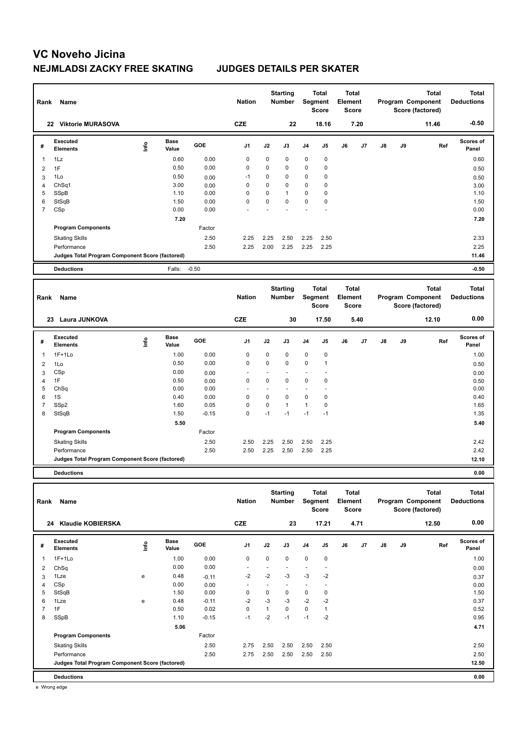# VC Noveho Jicina

## NEJMLADSI ZACKY FREE SKATING JUDGES DETAILS PER SKATER

| Rank | Name | Nation | Starting Number | Total Segment Score | Total Element Score | Total Program Component Score (factored) | Total Deductions |
|---|---|---|---|---|---|---|---|
| 22 | Viktorie MURASOVA | CZE | 22 | 18.16 | 7.20 | 11.46 | -0.50 |

| # | Executed Elements | Info | Base Value | GOE | J1 | J2 | J3 | J4 | J5 | J6 | J7 | J8 | J9 | Ref | Scores of Panel |
|---|---|---|---|---|---|---|---|---|---|---|---|---|---|---|---|
| 1 | 1Lz | | 0.60 | 0.00 | 0 | 0 | 0 | 0 | 0 | | | | | | 0.60 |
| 2 | 1F | | 0.50 | 0.00 | 0 | 0 | 0 | 0 | 0 | | | | | | 0.50 |
| 3 | 1Lo | | 0.50 | 0.00 | -1 | 0 | 0 | 0 | 0 | | | | | | 0.50 |
| 4 | ChSq1 | | 3.00 | 0.00 | 0 | 0 | 0 | 0 | 0 | | | | | | 3.00 |
| 5 | SSpB | | 1.10 | 0.00 | 0 | 0 | 1 | 0 | 0 | | | | | | 1.10 |
| 6 | StSqB | | 1.50 | 0.00 | 0 | 0 | 0 | 0 | 0 | | | | | | 1.50 |
| 7 | CSp | | 0.00 | 0.00 | - | - | - | - | - | | | | | | 0.00 |
| | | | 7.20 | | | | | | | | | | | | 7.20 |
| | Program Components | | | Factor | | | | | | | | | | | |
| | Skating Skills | | | 2.50 | 2.25 | 2.25 | 2.50 | 2.25 | 2.50 | | | | | | 2.33 |
| | Performance | | | 2.50 | 2.25 | 2.00 | 2.25 | 2.25 | 2.25 | | | | | | 2.25 |
| | Judges Total Program Component Score (factored) | | | | | | | | | | | | | | 11.46 |
| | Deductions | | Falls: | -0.50 | | | | | | | | | | | -0.50 |

| Rank | Name | Nation | Starting Number | Total Segment Score | Total Element Score | Total Program Component Score (factored) | Total Deductions |
|---|---|---|---|---|---|---|---|
| 23 | Laura JUNKOVA | CZE | 30 | 17.50 | 5.40 | 12.10 | 0.00 |

| # | Executed Elements | Info | Base Value | GOE | J1 | J2 | J3 | J4 | J5 | J6 | J7 | J8 | J9 | Ref | Scores of Panel |
|---|---|---|---|---|---|---|---|---|---|---|---|---|---|---|---|
| 1 | 1F+1Lo | | 1.00 | 0.00 | 0 | 0 | 0 | 0 | 0 | | | | | | 1.00 |
| 2 | 1Lo | | 0.50 | 0.00 | 0 | 0 | 0 | 0 | 1 | | | | | | 0.50 |
| 3 | CSp | | 0.00 | 0.00 | - | - | - | - | - | | | | | | 0.00 |
| 4 | 1F | | 0.50 | 0.00 | 0 | 0 | 0 | 0 | 0 | | | | | | 0.50 |
| 5 | ChSq | | 0.00 | 0.00 | - | - | - | - | - | | | | | | 0.00 |
| 6 | 1S | | 0.40 | 0.00 | 0 | 0 | 0 | 0 | 0 | | | | | | 0.40 |
| 7 | SSp2 | | 1.60 | 0.05 | 0 | 0 | 1 | 1 | 0 | | | | | | 1.65 |
| 8 | StSqB | | 1.50 | -0.15 | 0 | -1 | -1 | -1 | -1 | | | | | | 1.35 |
| | | | 5.50 | | | | | | | | | | | | 5.40 |
| | Program Components | | | Factor | | | | | | | | | | | |
| | Skating Skills | | | 2.50 | 2.50 | 2.25 | 2.50 | 2.50 | 2.25 | | | | | | 2.42 |
| | Performance | | | 2.50 | 2.50 | 2.25 | 2.50 | 2.50 | 2.25 | | | | | | 2.42 |
| | Judges Total Program Component Score (factored) | | | | | | | | | | | | | | 12.10 |
| | Deductions | | | | | | | | | | | | | | 0.00 |

| Rank | Name | Nation | Starting Number | Total Segment Score | Total Element Score | Total Program Component Score (factored) | Total Deductions |
|---|---|---|---|---|---|---|---|
| 24 | Klaudie KOBIERSKA | CZE | 23 | 17.21 | 4.71 | 12.50 | 0.00 |

| # | Executed Elements | Info | Base Value | GOE | J1 | J2 | J3 | J4 | J5 | J6 | J7 | J8 | J9 | Ref | Scores of Panel |
|---|---|---|---|---|---|---|---|---|---|---|---|---|---|---|---|
| 1 | 1F+1Lo | | 1.00 | 0.00 | 0 | 0 | 0 | 0 | 0 | | | | | | 1.00 |
| 2 | ChSq | | 0.00 | 0.00 | - | - | - | - | - | | | | | | 0.00 |
| 3 | 1Lze | e | 0.48 | -0.11 | -2 | -2 | -3 | -3 | -2 | | | | | | 0.37 |
| 4 | CSp | | 0.00 | 0.00 | - | - | - | - | - | | | | | | 0.00 |
| 5 | StSqB | | 1.50 | 0.00 | 0 | 0 | 0 | 0 | 0 | | | | | | 1.50 |
| 6 | 1Lze | e | 0.48 | -0.11 | -2 | -3 | -3 | -2 | -2 | | | | | | 0.37 |
| 7 | 1F | | 0.50 | 0.02 | 0 | 1 | 0 | 0 | 1 | | | | | | 0.52 |
| 8 | SSpB | | 1.10 | -0.15 | -1 | -2 | -1 | -1 | -2 | | | | | | 0.95 |
| | | | 5.06 | | | | | | | | | | | | 4.71 |
| | Program Components | | | Factor | | | | | | | | | | | |
| | Skating Skills | | | 2.50 | 2.75 | 2.50 | 2.50 | 2.50 | 2.50 | | | | | | 2.50 |
| | Performance | | | 2.50 | 2.75 | 2.50 | 2.50 | 2.50 | 2.50 | | | | | | 2.50 |
| | Judges Total Program Component Score (factored) | | | | | | | | | | | | | | 12.50 |
| | Deductions | | | | | | | | | | | | | | 0.00 |

e Wrong edge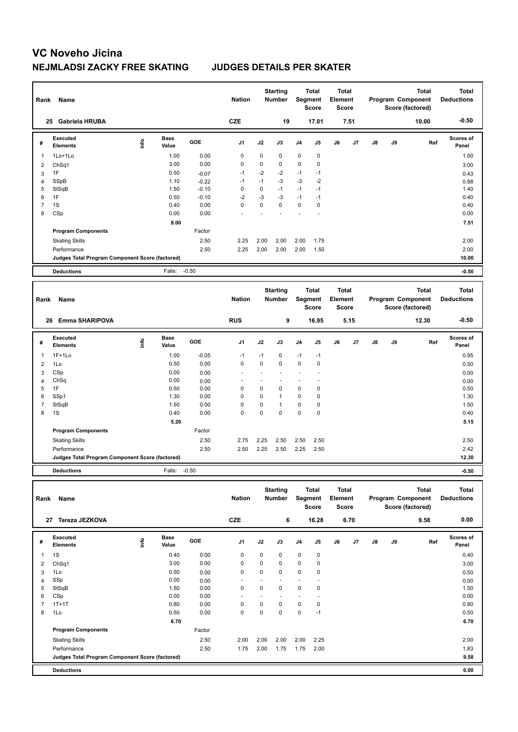# VC Noveho Jicina

## NEJMLADSI ZACKY FREE SKATING JUDGES DETAILS PER SKATER

| Rank | Name | Nation | Starting Number | Total Segment Score | Total Element Score | Total Program Component Score (factored) | Total Deductions |
|---|---|---|---|---|---|---|---|
| 25 | Gabriela HRUBA | CZE | 19 | 17.01 | 7.51 | 10.00 | -0.50 |

| # | Executed Elements | Info | Base Value | GOE | J1 | J2 | J3 | J4 | J5 | J6 | J7 | J8 | J9 | Ref | Scores of Panel |
|---|---|---|---|---|---|---|---|---|---|---|---|---|---|---|---|
| 1 | 1Lo+1Lo | | 1.00 | 0.00 | 0 | 0 | 0 | 0 | 0 | | | | | | 1.00 |
| 2 | ChSq1 | | 3.00 | 0.00 | 0 | 0 | 0 | 0 | 0 | | | | | | 3.00 |
| 3 | 1F | | 0.50 | -0.07 | -1 | -2 | -2 | -1 | -1 | | | | | | 0.43 |
| 4 | SSpB | | 1.10 | -0.22 | -1 | -1 | -3 | -3 | -2 | | | | | | 0.88 |
| 5 | StSqB | | 1.50 | -0.10 | 0 | 0 | -1 | -1 | -1 | | | | | | 1.40 |
| 6 | 1F | | 0.50 | -0.10 | -2 | -3 | -3 | -1 | -1 | | | | | | 0.40 |
| 7 | 1S | | 0.40 | 0.00 | 0 | 0 | 0 | 0 | 0 | | | | | | 0.40 |
| 8 | CSp | | 0.00 | 0.00 | - | - | - | - | - | | | | | | 0.00 |
| | | | 8.00 | | | | | | | | | | | | 7.51 |
| | **Program Components** | | | Factor | | | | | | | | | | | |
| | Skating Skills | | | 2.50 | 2.25 | 2.00 | 2.00 | 2.00 | 1.75 | | | | | | 2.00 |
| | Performance | | | 2.50 | 2.25 | 2.00 | 2.00 | 2.00 | 1.50 | | | | | | 2.00 |
| | **Judges Total Program Component Score (factored)** | | | | | | | | | | | | | | 10.00 |
| | **Deductions** | | Falls: | -0.50 | | | | | | | | | | | -0.50 |

| Rank | Name | Nation | Starting Number | Total Segment Score | Total Element Score | Total Program Component Score (factored) | Total Deductions |
|---|---|---|---|---|---|---|---|
| 26 | Emma SHARIPOVA | RUS | 9 | 16.95 | 5.15 | 12.30 | -0.50 |

| # | Executed Elements | Info | Base Value | GOE | J1 | J2 | J3 | J4 | J5 | J6 | J7 | J8 | J9 | Ref | Scores of Panel |
|---|---|---|---|---|---|---|---|---|---|---|---|---|---|---|---|
| 1 | 1F+1Lo | | 1.00 | -0.05 | -1 | -1 | 0 | -1 | -1 | | | | | | 0.95 |
| 2 | 1Lo | | 0.50 | 0.00 | 0 | 0 | 0 | 0 | 0 | | | | | | 0.50 |
| 3 | CSp | | 0.00 | 0.00 | - | - | - | - | - | | | | | | 0.00 |
| 4 | ChSq | | 0.00 | 0.00 | - | - | - | - | - | | | | | | 0.00 |
| 5 | 1F | | 0.50 | 0.00 | 0 | 0 | 0 | 0 | 0 | | | | | | 0.50 |
| 6 | SSp1 | | 1.30 | 0.00 | 0 | 0 | 1 | 0 | 0 | | | | | | 1.30 |
| 7 | StSqB | | 1.50 | 0.00 | 0 | 0 | 1 | 0 | 0 | | | | | | 1.50 |
| 8 | 1S | | 0.40 | 0.00 | 0 | 0 | 0 | 0 | 0 | | | | | | 0.40 |
| | | | 5.20 | | | | | | | | | | | | 5.15 |
| | **Program Components** | | | Factor | | | | | | | | | | | |
| | Skating Skills | | | 2.50 | 2.75 | 2.25 | 2.50 | 2.50 | 2.50 | | | | | | 2.50 |
| | Performance | | | 2.50 | 2.50 | 2.25 | 2.50 | 2.25 | 2.50 | | | | | | 2.42 |
| | **Judges Total Program Component Score (factored)** | | | | | | | | | | | | | | 12.30 |
| | **Deductions** | | Falls: | -0.50 | | | | | | | | | | | -0.50 |

| Rank | Name | Nation | Starting Number | Total Segment Score | Total Element Score | Total Program Component Score (factored) | Total Deductions |
|---|---|---|---|---|---|---|---|
| 27 | Tereza JEZKOVA | CZE | 6 | 16.28 | 6.70 | 9.58 | 0.00 |

| # | Executed Elements | Info | Base Value | GOE | J1 | J2 | J3 | J4 | J5 | J6 | J7 | J8 | J9 | Ref | Scores of Panel |
|---|---|---|---|---|---|---|---|---|---|---|---|---|---|---|---|
| 1 | 1S | | 0.40 | 0.00 | 0 | 0 | 0 | 0 | 0 | | | | | | 0.40 |
| 2 | ChSq1 | | 3.00 | 0.00 | 0 | 0 | 0 | 0 | 0 | | | | | | 3.00 |
| 3 | 1Lo | | 0.50 | 0.00 | 0 | 0 | 0 | 0 | 0 | | | | | | 0.50 |
| 4 | SSp | | 0.00 | 0.00 | - | - | - | - | - | | | | | | 0.00 |
| 5 | StSqB | | 1.50 | 0.00 | 0 | 0 | 0 | 0 | 0 | | | | | | 1.50 |
| 6 | CSp | | 0.00 | 0.00 | - | - | - | - | - | | | | | | 0.00 |
| 7 | 1T+1T | | 0.80 | 0.00 | 0 | 0 | 0 | 0 | 0 | | | | | | 0.80 |
| 8 | 1Lo | | 0.50 | 0.00 | 0 | 0 | 0 | 0 | -1 | | | | | | 0.50 |
| | | | 6.70 | | | | | | | | | | | | 6.70 |
| | **Program Components** | | | Factor | | | | | | | | | | | |
| | Skating Skills | | | 2.50 | 2.00 | 2.00 | 2.00 | 2.00 | 2.25 | | | | | | 2.00 |
| | Performance | | | 2.50 | 1.75 | 2.00 | 1.75 | 1.75 | 2.00 | | | | | | 1.83 |
| | **Judges Total Program Component Score (factored)** | | | | | | | | | | | | | | 9.58 |
| | **Deductions** | | | | | | | | | | | | | | 0.00 |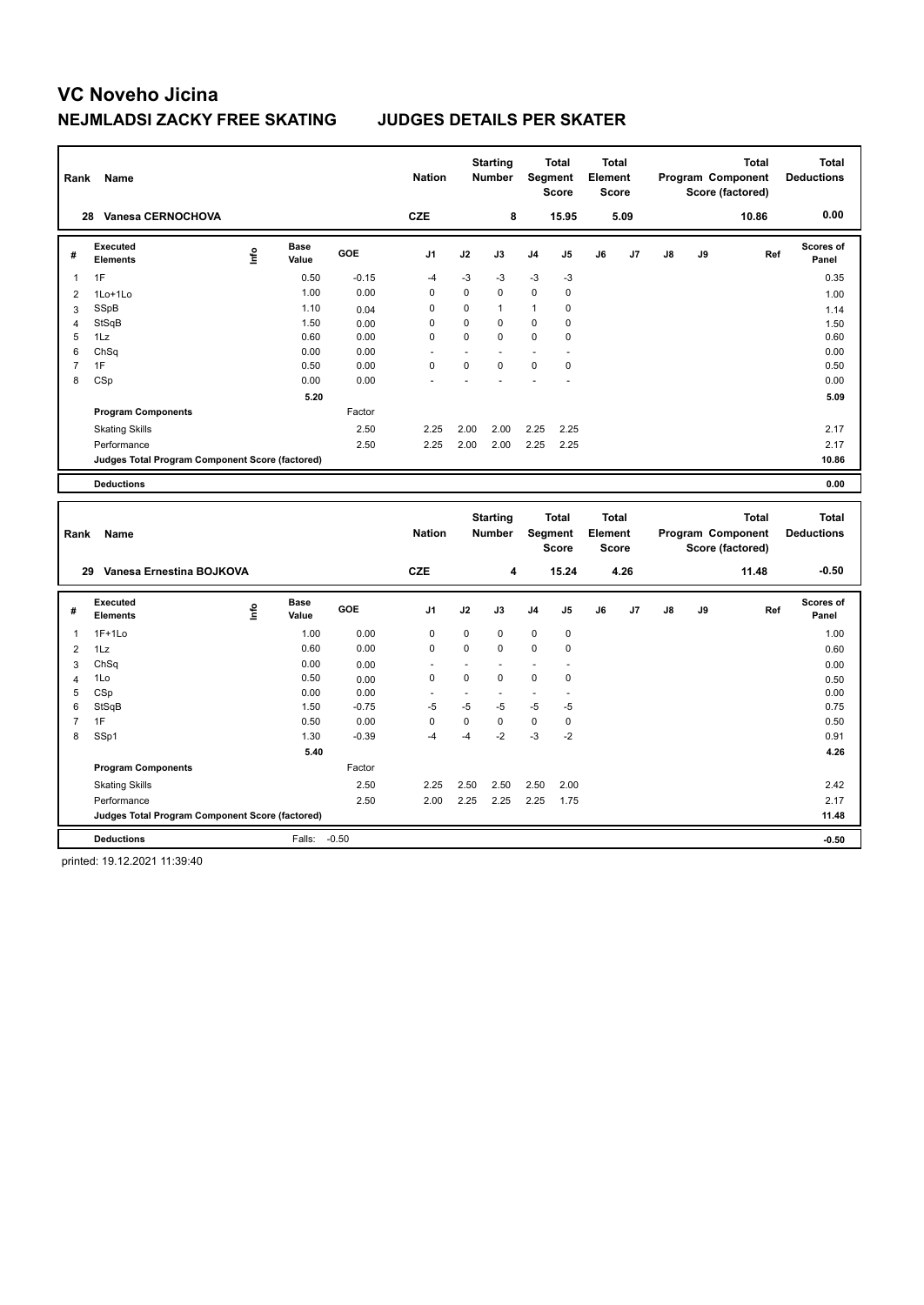# VC Noveho Jicina

## NEJMLADSI ZACKY FREE SKATING JUDGES DETAILS PER SKATER

| Rank | Name | Nation | Starting Number | Total Segment Score | Total Element Score | Total Program Component Score (factored) | Total Deductions |
|---|---|---|---|---|---|---|---|
| 28 | Vanesa CERNOCHOVA | CZE | 8 | 15.95 | 5.09 | 10.86 | 0.00 |

| # | Executed Elements | Info | Base Value | GOE | J1 | J2 | J3 | J4 | J5 | J6 | J7 | J8 | J9 | Ref | Scores of Panel |
|---|---|---|---|---|---|---|---|---|---|---|---|---|---|---|---|
| 1 | 1F | | 0.50 | -0.15 | -4 | -3 | -3 | -3 | -3 | | | | | | 0.35 |
| 2 | 1Lo+1Lo | | 1.00 | 0.00 | 0 | 0 | 0 | 0 | 0 | | | | | | 1.00 |
| 3 | SSpB | | 1.10 | 0.04 | 0 | 0 | 1 | 1 | 0 | | | | | | 1.14 |
| 4 | StSqB | | 1.50 | 0.00 | 0 | 0 | 0 | 0 | 0 | | | | | | 1.50 |
| 5 | 1Lz | | 0.60 | 0.00 | 0 | 0 | 0 | 0 | 0 | | | | | | 0.60 |
| 6 | ChSq | | 0.00 | 0.00 | - | - | - | - | - | | | | | | 0.00 |
| 7 | 1F | | 0.50 | 0.00 | 0 | 0 | 0 | 0 | 0 | | | | | | 0.50 |
| 8 | CSp | | 0.00 | 0.00 | - | - | - | - | - | | | | | | 0.00 |
| | | | 5.20 | | | | | | | | | | | | 5.09 |
| | Program Components | | | Factor | | | | | | | | | | | |
| | Skating Skills | | | 2.50 | 2.25 | 2.00 | 2.00 | 2.25 | 2.25 | | | | | | 2.17 |
| | Performance | | | 2.50 | 2.25 | 2.00 | 2.00 | 2.25 | 2.25 | | | | | | 2.17 |
| | Judges Total Program Component Score (factored) | | | | | | | | | | | | | | 10.86 |
| | Deductions | | | | | | | | | | | | | | 0.00 |

| Rank | Name | Nation | Starting Number | Total Segment Score | Total Element Score | Total Program Component Score (factored) | Total Deductions |
|---|---|---|---|---|---|---|---|
| 29 | Vanesa Ernestina BOJKOVA | CZE | 4 | 15.24 | 4.26 | 11.48 | -0.50 |

| # | Executed Elements | Info | Base Value | GOE | J1 | J2 | J3 | J4 | J5 | J6 | J7 | J8 | J9 | Ref | Scores of Panel |
|---|---|---|---|---|---|---|---|---|---|---|---|---|---|---|---|
| 1 | 1F+1Lo | | 1.00 | 0.00 | 0 | 0 | 0 | 0 | 0 | | | | | | 1.00 |
| 2 | 1Lz | | 0.60 | 0.00 | 0 | 0 | 0 | 0 | 0 | | | | | | 0.60 |
| 3 | ChSq | | 0.00 | 0.00 | - | - | - | - | - | | | | | | 0.00 |
| 4 | 1Lo | | 0.50 | 0.00 | 0 | 0 | 0 | 0 | 0 | | | | | | 0.50 |
| 5 | CSp | | 0.00 | 0.00 | - | - | - | - | - | | | | | | 0.00 |
| 6 | StSqB | | 1.50 | -0.75 | -5 | -5 | -5 | -5 | -5 | | | | | | 0.75 |
| 7 | 1F | | 0.50 | 0.00 | 0 | 0 | 0 | 0 | 0 | | | | | | 0.50 |
| 8 | SSp1 | | 1.30 | -0.39 | -4 | -4 | -2 | -3 | -2 | | | | | | 0.91 |
| | | | 5.40 | | | | | | | | | | | | 4.26 |
| | Program Components | | | Factor | | | | | | | | | | | |
| | Skating Skills | | | 2.50 | 2.25 | 2.50 | 2.50 | 2.50 | 2.00 | | | | | | 2.42 |
| | Performance | | | 2.50 | 2.00 | 2.25 | 2.25 | 2.25 | 1.75 | | | | | | 2.17 |
| | Judges Total Program Component Score (factored) | | | | | | | | | | | | | | 11.48 |
| | Deductions | | Falls: | -0.50 | | | | | | | | | | | -0.50 |

printed: 19.12.2021 11:39:40